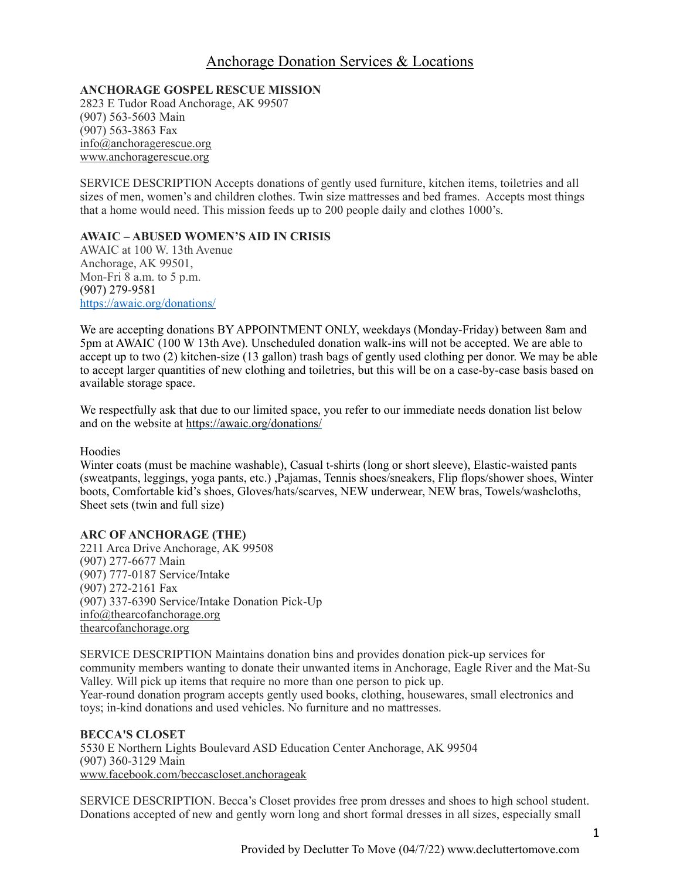# Anchorage Donation Services & Locations

**ANCHORAGE GOSPEL RESCUE MISSION**
2823 E Tudor Road Anchorage, AK 99507
(907) 563-5603 Main
(907) 563-3863 Fax
info@anchoragerescue.org
www.anchoragerescue.org

SERVICE DESCRIPTION Accepts donations of gently used furniture, kitchen items, toiletries and all sizes of men, women's and children clothes. Twin size mattresses and bed frames. Accepts most things that a home would need. This mission feeds up to 200 people daily and clothes 1000's.

**AWAIC – ABUSED WOMEN'S AID IN CRISIS**
AWAIC at 100 W. 13th Avenue
Anchorage, AK 99501,
Mon-Fri 8 a.m. to 5 p.m.
(907) 279-9581
https://awaic.org/donations/

We are accepting donations BY APPOINTMENT ONLY, weekdays (Monday-Friday) between 8am and 5pm at AWAIC (100 W 13th Ave). Unscheduled donation walk-ins will not be accepted. We are able to accept up to two (2) kitchen-size (13 gallon) trash bags of gently used clothing per donor. We may be able to accept larger quantities of new clothing and toiletries, but this will be on a case-by-case basis based on available storage space.

We respectfully ask that due to our limited space, you refer to our immediate needs donation list below and on the website at https://awaic.org/donations/

Hoodies
Winter coats (must be machine washable), Casual t-shirts (long or short sleeve), Elastic-waisted pants (sweatpants, leggings, yoga pants, etc.) ,Pajamas, Tennis shoes/sneakers, Flip flops/shower shoes, Winter boots, Comfortable kid's shoes, Gloves/hats/scarves, NEW underwear, NEW bras, Towels/washcloths, Sheet sets (twin and full size)

**ARC OF ANCHORAGE (THE)**
2211 Arca Drive Anchorage, AK 99508
(907) 277-6677 Main
(907) 777-0187 Service/Intake
(907) 272-2161 Fax
(907) 337-6390 Service/Intake Donation Pick-Up
info@thearcofanchorage.org
thearcofanchorage.org

SERVICE DESCRIPTION Maintains donation bins and provides donation pick-up services for community members wanting to donate their unwanted items in Anchorage, Eagle River and the Mat-Su Valley. Will pick up items that require no more than one person to pick up.
Year-round donation program accepts gently used books, clothing, housewares, small electronics and toys; in-kind donations and used vehicles. No furniture and no mattresses.

**BECCA'S CLOSET**
5530 E Northern Lights Boulevard ASD Education Center Anchorage, AK 99504
(907) 360-3129 Main
www.facebook.com/beccascloset.anchorageak

SERVICE DESCRIPTION. Becca's Closet provides free prom dresses and shoes to high school student. Donations accepted of new and gently worn long and short formal dresses in all sizes, especially small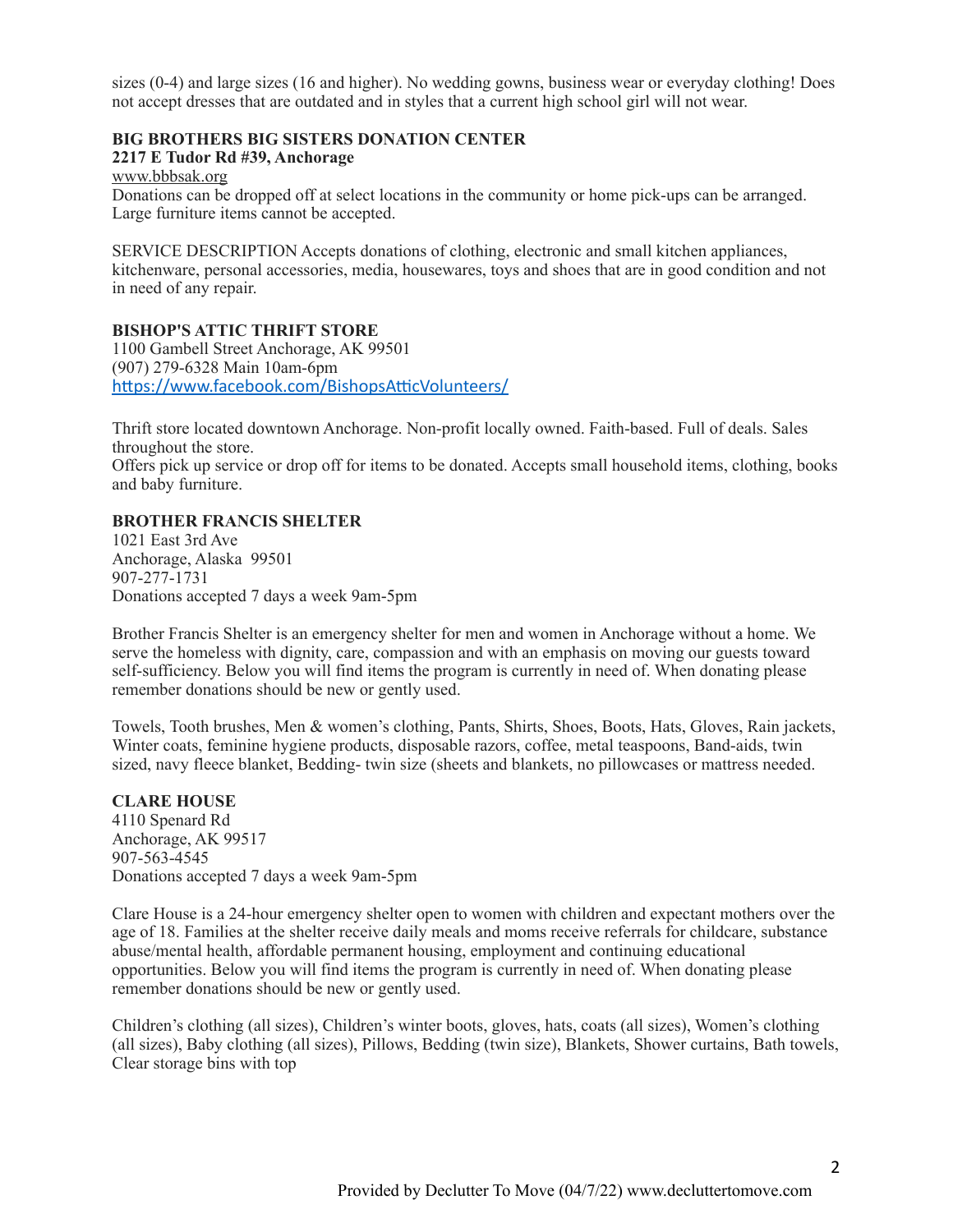sizes (0-4) and large sizes (16 and higher). No wedding gowns, business wear or everyday clothing! Does not accept dresses that are outdated and in styles that a current high school girl will not wear.

**BIG BROTHERS BIG SISTERS DONATION CENTER**
**2217 E Tudor Rd #39, Anchorage**
www.bbbsak.org
Donations can be dropped off at select locations in the community or home pick-ups can be arranged. Large furniture items cannot be accepted.

SERVICE DESCRIPTION Accepts donations of clothing, electronic and small kitchen appliances, kitchenware, personal accessories, media, housewares, toys and shoes that are in good condition and not in need of any repair.

**BISHOP'S ATTIC THRIFT STORE**
1100 Gambell Street Anchorage, AK 99501
(907) 279-6328 Main 10am-6pm
https://www.facebook.com/BishopsAtticVolunteers/

Thrift store located downtown Anchorage. Non-profit locally owned. Faith-based. Full of deals. Sales throughout the store.
Offers pick up service or drop off for items to be donated. Accepts small household items, clothing, books and baby furniture.

**BROTHER FRANCIS SHELTER**
1021 East 3rd Ave
Anchorage, Alaska 99501
907-277-1731
Donations accepted 7 days a week 9am-5pm

Brother Francis Shelter is an emergency shelter for men and women in Anchorage without a home. We serve the homeless with dignity, care, compassion and with an emphasis on moving our guests toward self-sufficiency. Below you will find items the program is currently in need of. When donating please remember donations should be new or gently used.

Towels, Tooth brushes, Men & women's clothing, Pants, Shirts, Shoes, Boots, Hats, Gloves, Rain jackets, Winter coats, feminine hygiene products, disposable razors, coffee, metal teaspoons, Band-aids, twin sized, navy fleece blanket, Bedding- twin size (sheets and blankets, no pillowcases or mattress needed.

**CLARE HOUSE**
4110 Spenard Rd
Anchorage, AK 99517
907-563-4545
Donations accepted 7 days a week 9am-5pm

Clare House is a 24-hour emergency shelter open to women with children and expectant mothers over the age of 18. Families at the shelter receive daily meals and moms receive referrals for childcare, substance abuse/mental health, affordable permanent housing, employment and continuing educational opportunities. Below you will find items the program is currently in need of. When donating please remember donations should be new or gently used.

Children's clothing (all sizes), Children's winter boots, gloves, hats, coats (all sizes), Women's clothing (all sizes), Baby clothing (all sizes), Pillows, Bedding (twin size), Blankets, Shower curtains, Bath towels, Clear storage bins with top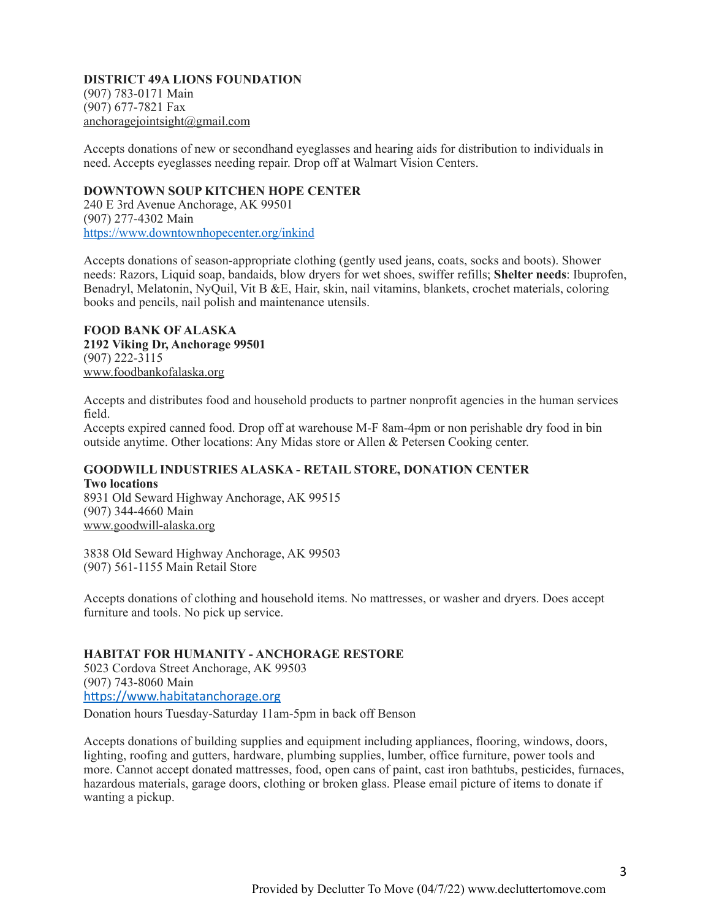**DISTRICT 49A LIONS FOUNDATION**
(907) 783-0171 Main
(907) 677-7821 Fax
anchoragejointsight@gmail.com

Accepts donations of new or secondhand eyeglasses and hearing aids for distribution to individuals in need. Accepts eyeglasses needing repair. Drop off at Walmart Vision Centers.

**DOWNTOWN SOUP KITCHEN HOPE CENTER**
240 E 3rd Avenue Anchorage, AK 99501
(907) 277-4302 Main
https://www.downtownhopecenter.org/inkind

Accepts donations of season-appropriate clothing (gently used jeans, coats, socks and boots). Shower needs: Razors, Liquid soap, bandaids, blow dryers for wet shoes, swiffer refills; **Shelter needs**: Ibuprofen, Benadryl, Melatonin, NyQuil, Vit B &E, Hair, skin, nail vitamins, blankets, crochet materials, coloring books and pencils, nail polish and maintenance utensils.

**FOOD BANK OF ALASKA**
**2192 Viking Dr, Anchorage 99501**
(907) 222-3115
www.foodbankofalaska.org

Accepts and distributes food and household products to partner nonprofit agencies in the human services field.
Accepts expired canned food. Drop off at warehouse M-F 8am-4pm or non perishable dry food in bin outside anytime. Other locations: Any Midas store or Allen & Petersen Cooking center.

**GOODWILL INDUSTRIES ALASKA - RETAIL STORE, DONATION CENTER**
**Two locations**
8931 Old Seward Highway Anchorage, AK 99515
(907) 344-4660 Main
www.goodwill-alaska.org

3838 Old Seward Highway Anchorage, AK 99503
(907) 561-1155 Main Retail Store

Accepts donations of clothing and household items. No mattresses, or washer and dryers. Does accept furniture and tools. No pick up service.

**HABITAT FOR HUMANITY - ANCHORAGE RESTORE**
5023 Cordova Street Anchorage, AK 99503
(907) 743-8060 Main
https://www.habitatanchorage.org
Donation hours Tuesday-Saturday 11am-5pm in back off Benson

Accepts donations of building supplies and equipment including appliances, flooring, windows, doors, lighting, roofing and gutters, hardware, plumbing supplies, lumber, office furniture, power tools and more. Cannot accept donated mattresses, food, open cans of paint, cast iron bathtubs, pesticides, furnaces, hazardous materials, garage doors, clothing or broken glass. Please email picture of items to donate if wanting a pickup.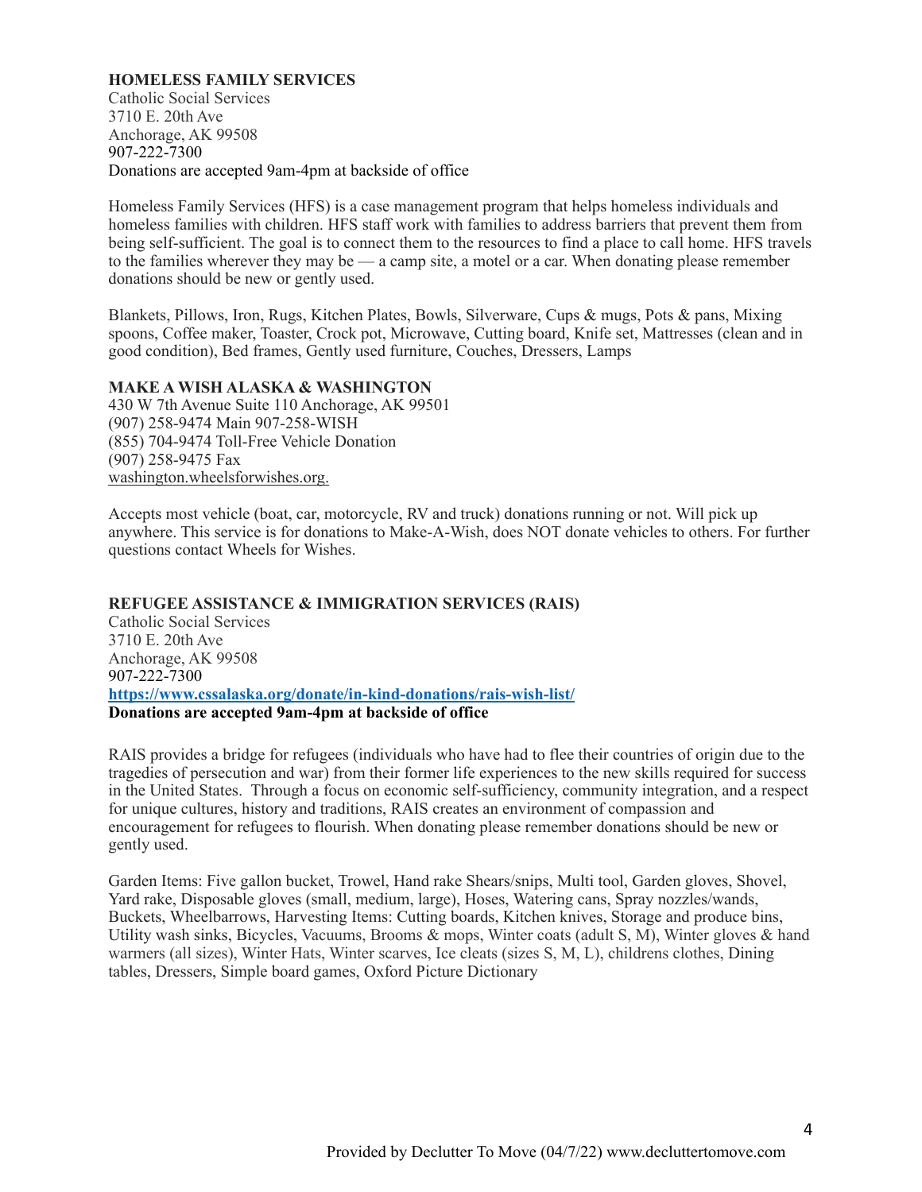**HOMELESS FAMILY SERVICES**
Catholic Social Services
3710 E. 20th Ave
Anchorage, AK 99508
907-222-7300
Donations are accepted 9am-4pm at backside of office

Homeless Family Services (HFS) is a case management program that helps homeless individuals and homeless families with children. HFS staff work with families to address barriers that prevent them from being self-sufficient. The goal is to connect them to the resources to find a place to call home. HFS travels to the families wherever they may be — a camp site, a motel or a car. When donating please remember donations should be new or gently used.

Blankets, Pillows, Iron, Rugs, Kitchen Plates, Bowls, Silverware, Cups & mugs, Pots & pans, Mixing spoons, Coffee maker, Toaster, Crock pot, Microwave, Cutting board, Knife set, Mattresses (clean and in good condition), Bed frames, Gently used furniture, Couches, Dressers, Lamps

**MAKE A WISH ALASKA & WASHINGTON**
430 W 7th Avenue Suite 110 Anchorage, AK 99501
(907) 258-9474 Main 907-258-WISH
(855) 704-9474 Toll-Free Vehicle Donation
(907) 258-9475 Fax
washington.wheelsforwishes.org.

Accepts most vehicle (boat, car, motorcycle, RV and truck) donations running or not. Will pick up anywhere. This service is for donations to Make-A-Wish, does NOT donate vehicles to others. For further questions contact Wheels for Wishes.

**REFUGEE ASSISTANCE & IMMIGRATION SERVICES (RAIS)**
Catholic Social Services
3710 E. 20th Ave
Anchorage, AK 99508
907-222-7300
**https://www.cssalaska.org/donate/in-kind-donations/rais-wish-list/**
**Donations are accepted 9am-4pm at backside of office**

RAIS provides a bridge for refugees (individuals who have had to flee their countries of origin due to the tragedies of persecution and war) from their former life experiences to the new skills required for success in the United States. Through a focus on economic self-sufficiency, community integration, and a respect for unique cultures, history and traditions, RAIS creates an environment of compassion and encouragement for refugees to flourish. When donating please remember donations should be new or gently used.

Garden Items: Five gallon bucket, Trowel, Hand rake Shears/snips, Multi tool, Garden gloves, Shovel, Yard rake, Disposable gloves (small, medium, large), Hoses, Watering cans, Spray nozzles/wands, Buckets, Wheelbarrows, Harvesting Items: Cutting boards, Kitchen knives, Storage and produce bins, Utility wash sinks, Bicycles, Vacuums, Brooms & mops, Winter coats (adult S, M), Winter gloves & hand warmers (all sizes), Winter Hats, Winter scarves, Ice cleats (sizes S, M, L), childrens clothes, Dining tables, Dressers, Simple board games, Oxford Picture Dictionary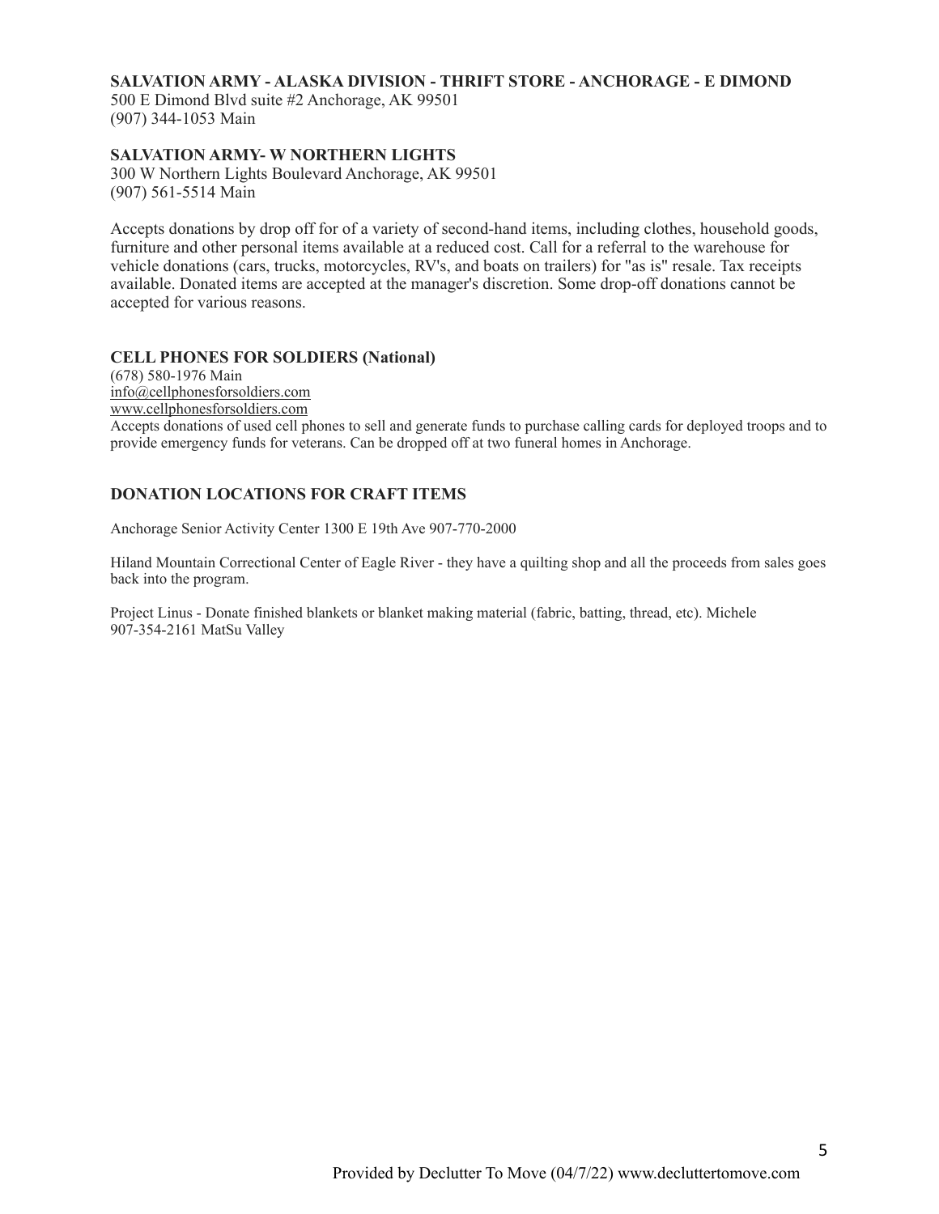**SALVATION ARMY - ALASKA DIVISION - THRIFT STORE - ANCHORAGE - E DIMOND**
500 E Dimond Blvd suite #2 Anchorage, AK 99501
(907) 344-1053 Main

**SALVATION ARMY- W NORTHERN LIGHTS**
300 W Northern Lights Boulevard Anchorage, AK 99501
(907) 561-5514 Main

Accepts donations by drop off for of a variety of second-hand items, including clothes, household goods, furniture and other personal items available at a reduced cost. Call for a referral to the warehouse for vehicle donations (cars, trucks, motorcycles, RV's, and boats on trailers) for "as is" resale. Tax receipts available. Donated items are accepted at the manager's discretion. Some drop-off donations cannot be accepted for various reasons.

**CELL PHONES FOR SOLDIERS (National)**
(678) 580-1976 Main
info@cellphonesforsoldiers.com
www.cellphonesforsoldiers.com
Accepts donations of used cell phones to sell and generate funds to purchase calling cards for deployed troops and to provide emergency funds for veterans. Can be dropped off at two funeral homes in Anchorage.

**DONATION LOCATIONS FOR CRAFT ITEMS**

Anchorage Senior Activity Center 1300 E 19th Ave 907-770-2000

Hiland Mountain Correctional Center of Eagle River - they have a quilting shop and all the proceeds from sales goes back into the program.

Project Linus - Donate finished blankets or blanket making material (fabric, batting, thread, etc). Michele 907-354-2161 MatSu Valley